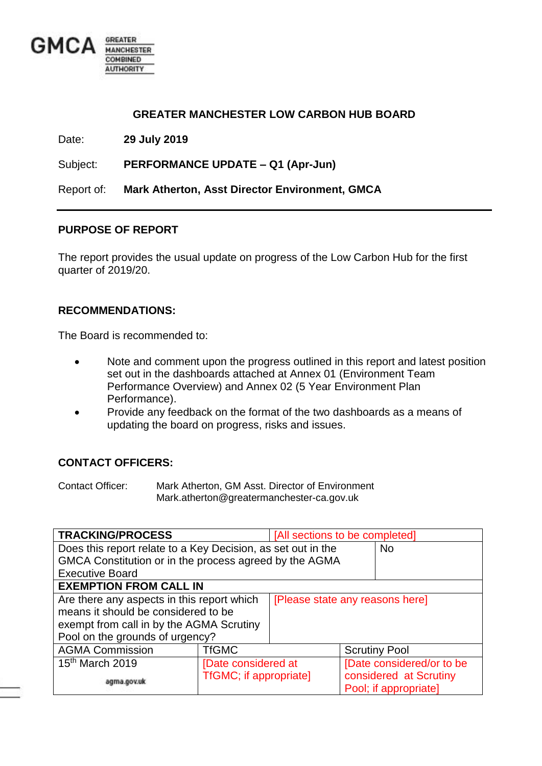GMCA GREATER MANCHESTER COMBINED AUTHORITY

## GREATER MANCHESTER LOW CARBON HUB BOARD

Date: **29 July 2019**

Subject: **PERFORMANCE UPDATE – Q1 (Apr-Jun)**

Report of: **Mark Atherton, Asst Director Environment, GMCA**

---

### PURPOSE OF REPORT

The report provides the usual update on progress of the Low Carbon Hub for the first quarter of 2019/20.

### RECOMMENDATIONS:

The Board is recommended to:

- Note and comment upon the progress outlined in this report and latest position set out in the dashboards attached at Annex 01 (Environment Team Performance Overview) and Annex 02 (5 Year Environment Plan Performance).
- Provide any feedback on the format of the two dashboards as a means of updating the board on progress, risks and issues.

### CONTACT OFFICERS:

Contact Officer: Mark Atherton, GM Asst. Director of Environment
Mark.atherton@greatermanchester-ca.gov.uk

| **TRACKING/PROCESS** | [All sections to be completed] | |
|---|---|---|
| Does this report relate to a Key Decision, as set out in the GMCA Constitution or in the process agreed by the AGMA Executive Board | No | |
| **EXEMPTION FROM CALL IN** | | |
| Are there any aspects in this report which means it should be considered to be exempt from call in by the AGMA Scrutiny Pool on the grounds of urgency? | [Please state any reasons here] | |
| AGMA Commission | TfGMC | Scrutiny Pool |
| 15th March 2019 | [Date considered at TfGMC; if appropriate] | [Date considered/or to be considered at Scrutiny Pool; if appropriate] |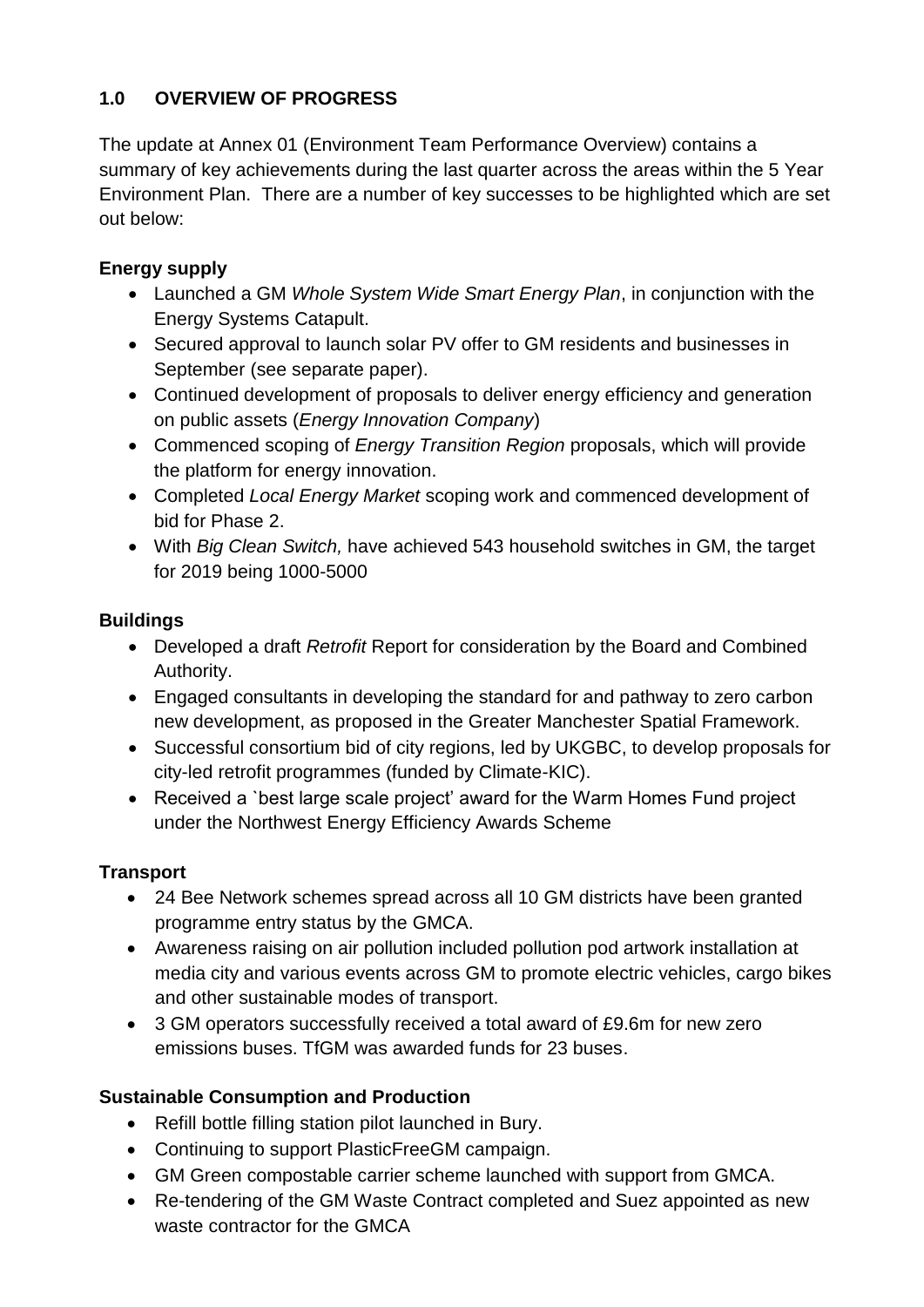## 1.0 OVERVIEW OF PROGRESS

The update at Annex 01 (Environment Team Performance Overview) contains a summary of key achievements during the last quarter across the areas within the 5 Year Environment Plan. There are a number of key successes to be highlighted which are set out below:

### Energy supply

- Launched a GM *Whole System Wide Smart Energy Plan*, in conjunction with the Energy Systems Catapult.
- Secured approval to launch solar PV offer to GM residents and businesses in September (see separate paper).
- Continued development of proposals to deliver energy efficiency and generation on public assets (*Energy Innovation Company*)
- Commenced scoping of *Energy Transition Region* proposals, which will provide the platform for energy innovation.
- Completed *Local Energy Market* scoping work and commenced development of bid for Phase 2.
- With *Big Clean Switch,* have achieved 543 household switches in GM, the target for 2019 being 1000-5000

### Buildings

- Developed a draft *Retrofit* Report for consideration by the Board and Combined Authority.
- Engaged consultants in developing the standard for and pathway to zero carbon new development, as proposed in the Greater Manchester Spatial Framework.
- Successful consortium bid of city regions, led by UKGBC, to develop proposals for city-led retrofit programmes (funded by Climate-KIC).
- Received a `best large scale project' award for the Warm Homes Fund project under the Northwest Energy Efficiency Awards Scheme

### Transport

- 24 Bee Network schemes spread across all 10 GM districts have been granted programme entry status by the GMCA.
- Awareness raising on air pollution included pollution pod artwork installation at media city and various events across GM to promote electric vehicles, cargo bikes and other sustainable modes of transport.
- 3 GM operators successfully received a total award of £9.6m for new zero emissions buses. TfGM was awarded funds for 23 buses.

### Sustainable Consumption and Production

- Refill bottle filling station pilot launched in Bury.
- Continuing to support PlasticFreeGM campaign.
- GM Green compostable carrier scheme launched with support from GMCA.
- Re-tendering of the GM Waste Contract completed and Suez appointed as new waste contractor for the GMCA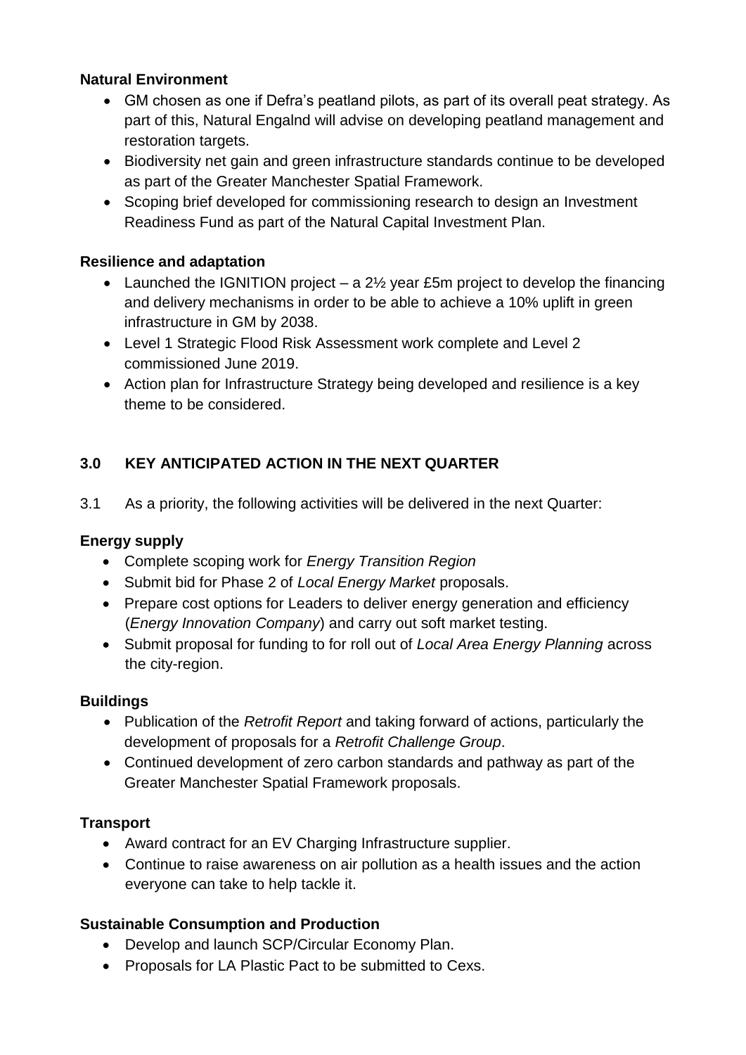**Natural Environment**

- GM chosen as one if Defra's peatland pilots, as part of its overall peat strategy. As part of this, Natural Engalnd will advise on developing peatland management and restoration targets.
- Biodiversity net gain and green infrastructure standards continue to be developed as part of the Greater Manchester Spatial Framework.
- Scoping brief developed for commissioning research to design an Investment Readiness Fund as part of the Natural Capital Investment Plan.

**Resilience and adaptation**

- Launched the IGNITION project – a 2½ year £5m project to develop the financing and delivery mechanisms in order to be able to achieve a 10% uplift in green infrastructure in GM by 2038.
- Level 1 Strategic Flood Risk Assessment work complete and Level 2 commissioned June 2019.
- Action plan for Infrastructure Strategy being developed and resilience is a key theme to be considered.

## 3.0 KEY ANTICIPATED ACTION IN THE NEXT QUARTER

3.1 As a priority, the following activities will be delivered in the next Quarter:

**Energy supply**

- Complete scoping work for *Energy Transition Region*
- Submit bid for Phase 2 of *Local Energy Market* proposals.
- Prepare cost options for Leaders to deliver energy generation and efficiency (*Energy Innovation Company*) and carry out soft market testing.
- Submit proposal for funding to for roll out of *Local Area Energy Planning* across the city-region.

**Buildings**

- Publication of the *Retrofit Report* and taking forward of actions, particularly the development of proposals for a *Retrofit Challenge Group*.
- Continued development of zero carbon standards and pathway as part of the Greater Manchester Spatial Framework proposals.

**Transport**

- Award contract for an EV Charging Infrastructure supplier.
- Continue to raise awareness on air pollution as a health issues and the action everyone can take to help tackle it.

**Sustainable Consumption and Production**

- Develop and launch SCP/Circular Economy Plan.
- Proposals for LA Plastic Pact to be submitted to Cexs.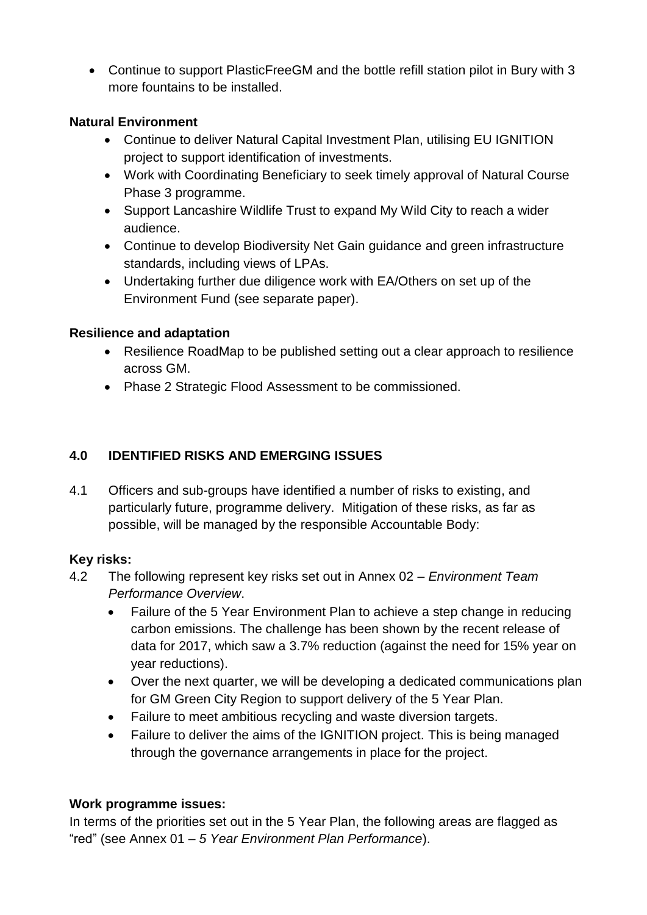- Continue to support PlasticFreeGM and the bottle refill station pilot in Bury with 3 more fountains to be installed.

**Natural Environment**

- Continue to deliver Natural Capital Investment Plan, utilising EU IGNITION project to support identification of investments.
- Work with Coordinating Beneficiary to seek timely approval of Natural Course Phase 3 programme.
- Support Lancashire Wildlife Trust to expand My Wild City to reach a wider audience.
- Continue to develop Biodiversity Net Gain guidance and green infrastructure standards, including views of LPAs.
- Undertaking further due diligence work with EA/Others on set up of the Environment Fund (see separate paper).

**Resilience and adaptation**

- Resilience RoadMap to be published setting out a clear approach to resilience across GM.
- Phase 2 Strategic Flood Assessment to be commissioned.

## 4.0 IDENTIFIED RISKS AND EMERGING ISSUES

4.1 Officers and sub-groups have identified a number of risks to existing, and particularly future, programme delivery. Mitigation of these risks, as far as possible, will be managed by the responsible Accountable Body:

**Key risks:**

4.2 The following represent key risks set out in Annex 02 – *Environment Team Performance Overview*.

- Failure of the 5 Year Environment Plan to achieve a step change in reducing carbon emissions. The challenge has been shown by the recent release of data for 2017, which saw a 3.7% reduction (against the need for 15% year on year reductions).
- Over the next quarter, we will be developing a dedicated communications plan for GM Green City Region to support delivery of the 5 Year Plan.
- Failure to meet ambitious recycling and waste diversion targets.
- Failure to deliver the aims of the IGNITION project. This is being managed through the governance arrangements in place for the project.

**Work programme issues:**

In terms of the priorities set out in the 5 Year Plan, the following areas are flagged as "red" (see Annex 01 – *5 Year Environment Plan Performance*).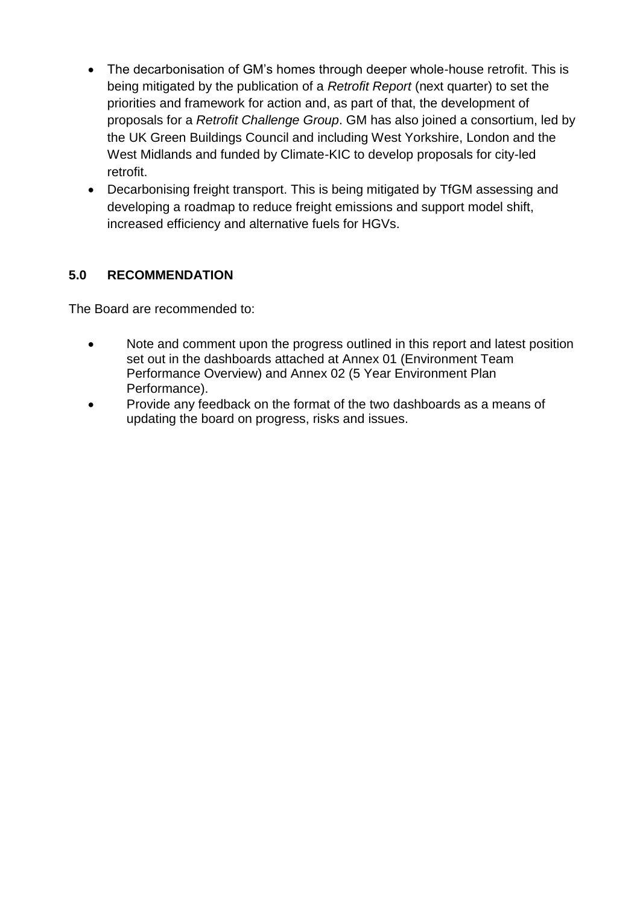- The decarbonisation of GM's homes through deeper whole-house retrofit. This is being mitigated by the publication of a *Retrofit Report* (next quarter) to set the priorities and framework for action and, as part of that, the development of proposals for a *Retrofit Challenge Group*. GM has also joined a consortium, led by the UK Green Buildings Council and including West Yorkshire, London and the West Midlands and funded by Climate-KIC to develop proposals for city-led retrofit.
- Decarbonising freight transport. This is being mitigated by TfGM assessing and developing a roadmap to reduce freight emissions and support model shift, increased efficiency and alternative fuels for HGVs.

## 5.0 RECOMMENDATION

The Board are recommended to:

- Note and comment upon the progress outlined in this report and latest position set out in the dashboards attached at Annex 01 (Environment Team Performance Overview) and Annex 02 (5 Year Environment Plan Performance).
- Provide any feedback on the format of the two dashboards as a means of updating the board on progress, risks and issues.